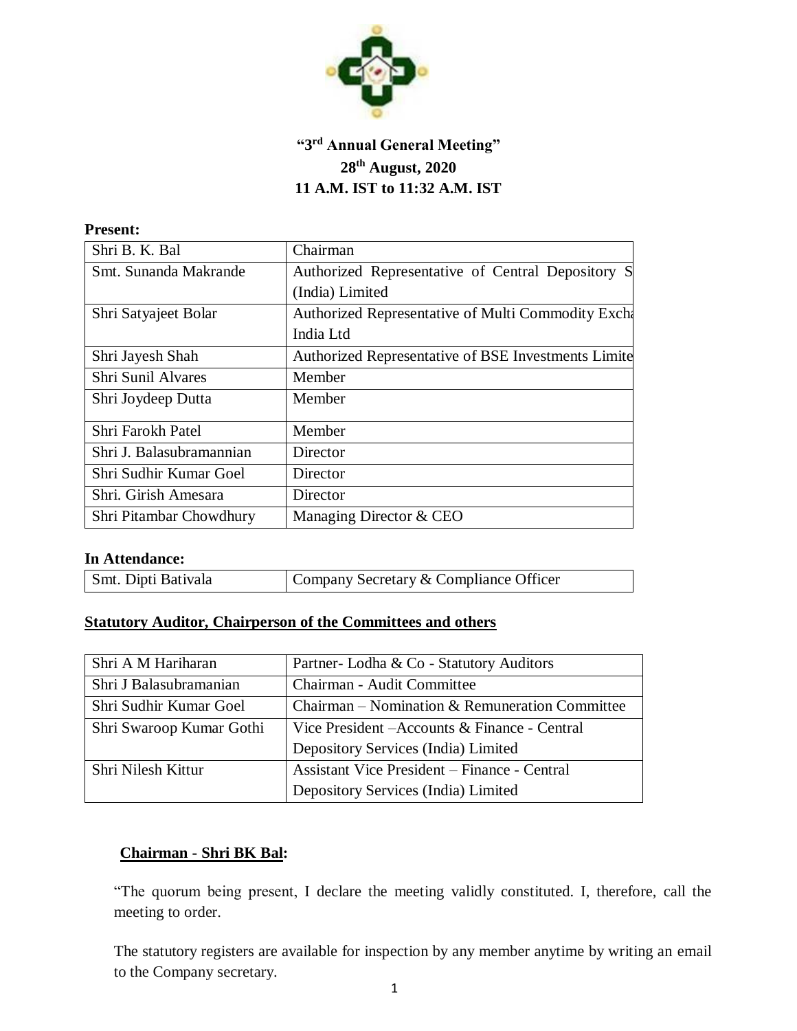**"3rd Annual General Meeting"**
**28th August, 2020**
**11 A.M. IST to 11:32 A.M. IST**

**Present:**

| | |
|---|---|
| Shri B. K. Bal | Chairman |
| Smt. Sunanda Makrande | Authorized Representative of Central Depository S (India) Limited |
| Shri Satyajeet Bolar | Authorized Representative of Multi Commodity Excha India Ltd |
| Shri Jayesh Shah | Authorized Representative of BSE Investments Limite |
| Shri Sunil Alvares | Member |
| Shri Joydeep Dutta | Member |
| Shri Farokh Patel | Member |
| Shri J. Balasubramannian | Director |
| Shri Sudhir Kumar Goel | Director |
| Shri. Girish Amesara | Director |
| Shri Pitambar Chowdhury | Managing Director & CEO |

**In Attendance:**

| | |
|---|---|
| Smt. Dipti Bativala | Company Secretary & Compliance Officer |

**Statutory Auditor, Chairperson of the Committees and others**

| | |
|---|---|
| Shri A M Hariharan | Partner- Lodha & Co - Statutory Auditors |
| Shri J Balasubramanian | Chairman - Audit Committee |
| Shri Sudhir Kumar Goel | Chairman – Nomination & Remuneration Committee |
| Shri Swaroop Kumar Gothi | Vice President –Accounts & Finance - Central Depository Services (India) Limited |
| Shri Nilesh Kittur | Assistant Vice President – Finance - Central Depository Services (India) Limited |

**Chairman - Shri BK Bal:**

"The quorum being present, I declare the meeting validly constituted. I, therefore, call the meeting to order.

The statutory registers are available for inspection by any member anytime by writing an email to the Company secretary.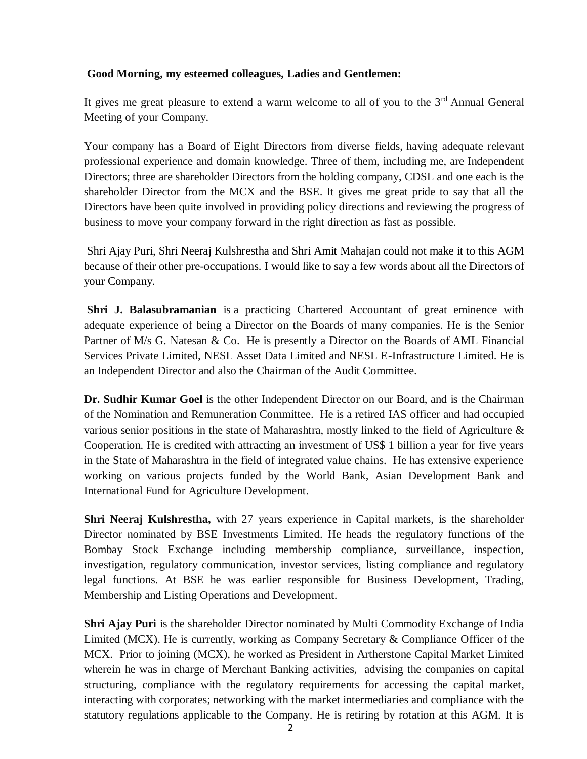**Good Morning, my esteemed colleagues, Ladies and Gentlemen:**

It gives me great pleasure to extend a warm welcome to all of you to the 3rd Annual General Meeting of your Company.

Your company has a Board of Eight Directors from diverse fields, having adequate relevant professional experience and domain knowledge. Three of them, including me, are Independent Directors; three are shareholder Directors from the holding company, CDSL and one each is the shareholder Director from the MCX and the BSE. It gives me great pride to say that all the Directors have been quite involved in providing policy directions and reviewing the progress of business to move your company forward in the right direction as fast as possible.

Shri Ajay Puri, Shri Neeraj Kulshrestha and Shri Amit Mahajan could not make it to this AGM because of their other pre-occupations. I would like to say a few words about all the Directors of your Company.

**Shri J. Balasubramanian** is a practicing Chartered Accountant of great eminence with adequate experience of being a Director on the Boards of many companies. He is the Senior Partner of M/s G. Natesan & Co. He is presently a Director on the Boards of AML Financial Services Private Limited, NESL Asset Data Limited and NESL E-Infrastructure Limited. He is an Independent Director and also the Chairman of the Audit Committee.

**Dr. Sudhir Kumar Goel** is the other Independent Director on our Board, and is the Chairman of the Nomination and Remuneration Committee. He is a retired IAS officer and had occupied various senior positions in the state of Maharashtra, mostly linked to the field of Agriculture & Cooperation. He is credited with attracting an investment of US$ 1 billion a year for five years in the State of Maharashtra in the field of integrated value chains. He has extensive experience working on various projects funded by the World Bank, Asian Development Bank and International Fund for Agriculture Development.

**Shri Neeraj Kulshrestha,** with 27 years experience in Capital markets, is the shareholder Director nominated by BSE Investments Limited. He heads the regulatory functions of the Bombay Stock Exchange including membership compliance, surveillance, inspection, investigation, regulatory communication, investor services, listing compliance and regulatory legal functions. At BSE he was earlier responsible for Business Development, Trading, Membership and Listing Operations and Development.

**Shri Ajay Puri** is the shareholder Director nominated by Multi Commodity Exchange of India Limited (MCX). He is currently, working as Company Secretary & Compliance Officer of the MCX. Prior to joining (MCX), he worked as President in Artherstone Capital Market Limited wherein he was in charge of Merchant Banking activities, advising the companies on capital structuring, compliance with the regulatory requirements for accessing the capital market, interacting with corporates; networking with the market intermediaries and compliance with the statutory regulations applicable to the Company. He is retiring by rotation at this AGM. It is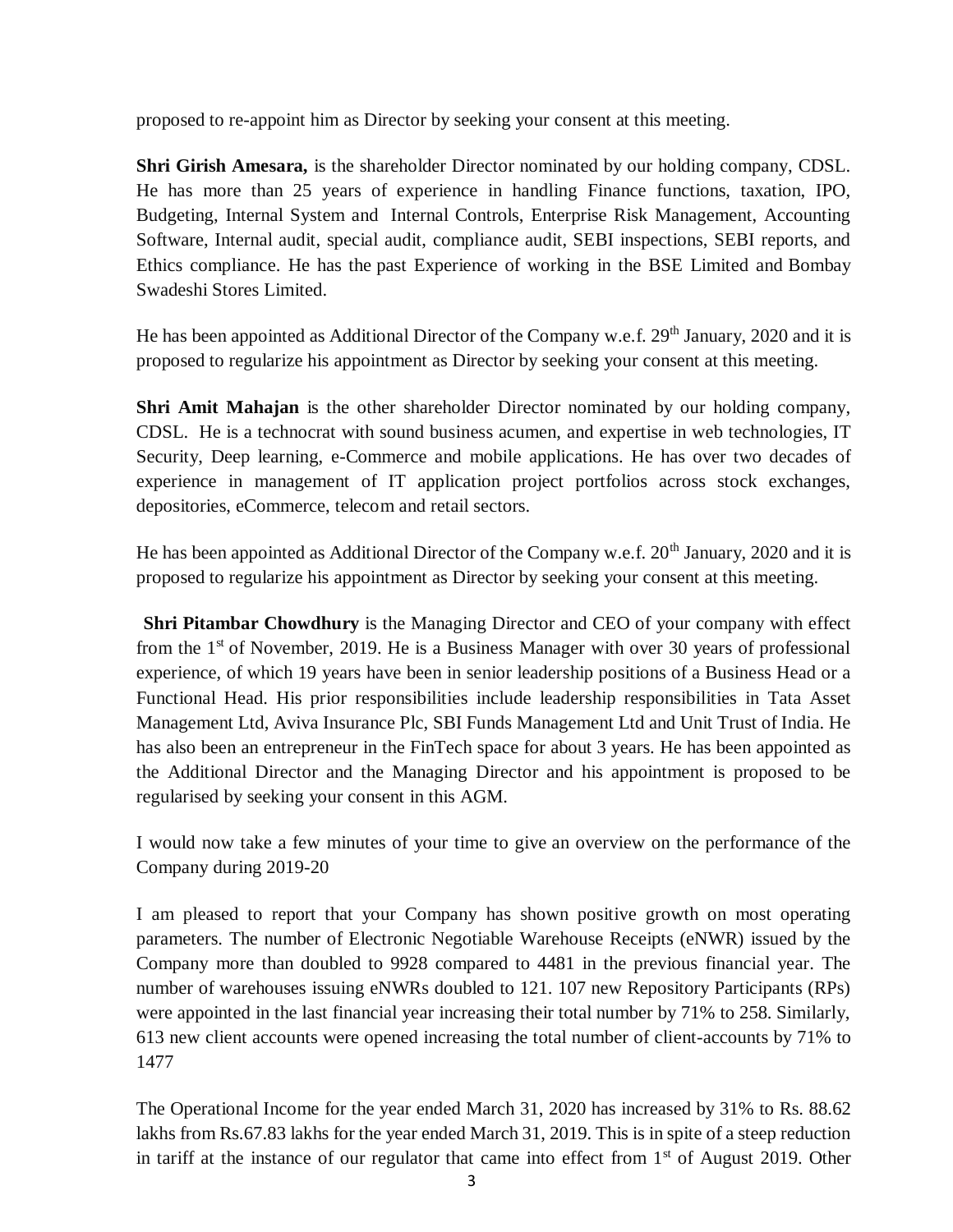proposed to re-appoint him as Director by seeking your consent at this meeting.

**Shri Girish Amesara,** is the shareholder Director nominated by our holding company, CDSL. He has more than 25 years of experience in handling Finance functions, taxation, IPO, Budgeting, Internal System and Internal Controls, Enterprise Risk Management, Accounting Software, Internal audit, special audit, compliance audit, SEBI inspections, SEBI reports, and Ethics compliance. He has the past Experience of working in the BSE Limited and Bombay Swadeshi Stores Limited.

He has been appointed as Additional Director of the Company w.e.f. 29th January, 2020 and it is proposed to regularize his appointment as Director by seeking your consent at this meeting.

**Shri Amit Mahajan** is the other shareholder Director nominated by our holding company, CDSL. He is a technocrat with sound business acumen, and expertise in web technologies, IT Security, Deep learning, e-Commerce and mobile applications. He has over two decades of experience in management of IT application project portfolios across stock exchanges, depositories, eCommerce, telecom and retail sectors.

He has been appointed as Additional Director of the Company w.e.f. 20th January, 2020 and it is proposed to regularize his appointment as Director by seeking your consent at this meeting.

**Shri Pitambar Chowdhury** is the Managing Director and CEO of your company with effect from the 1st of November, 2019. He is a Business Manager with over 30 years of professional experience, of which 19 years have been in senior leadership positions of a Business Head or a Functional Head. His prior responsibilities include leadership responsibilities in Tata Asset Management Ltd, Aviva Insurance Plc, SBI Funds Management Ltd and Unit Trust of India. He has also been an entrepreneur in the FinTech space for about 3 years. He has been appointed as the Additional Director and the Managing Director and his appointment is proposed to be regularised by seeking your consent in this AGM.

I would now take a few minutes of your time to give an overview on the performance of the Company during 2019-20

I am pleased to report that your Company has shown positive growth on most operating parameters. The number of Electronic Negotiable Warehouse Receipts (eNWR) issued by the Company more than doubled to 9928 compared to 4481 in the previous financial year. The number of warehouses issuing eNWRs doubled to 121. 107 new Repository Participants (RPs) were appointed in the last financial year increasing their total number by 71% to 258. Similarly, 613 new client accounts were opened increasing the total number of client-accounts by 71% to 1477

The Operational Income for the year ended March 31, 2020 has increased by 31% to Rs. 88.62 lakhs from Rs.67.83 lakhs for the year ended March 31, 2019. This is in spite of a steep reduction in tariff at the instance of our regulator that came into effect from 1st of August 2019. Other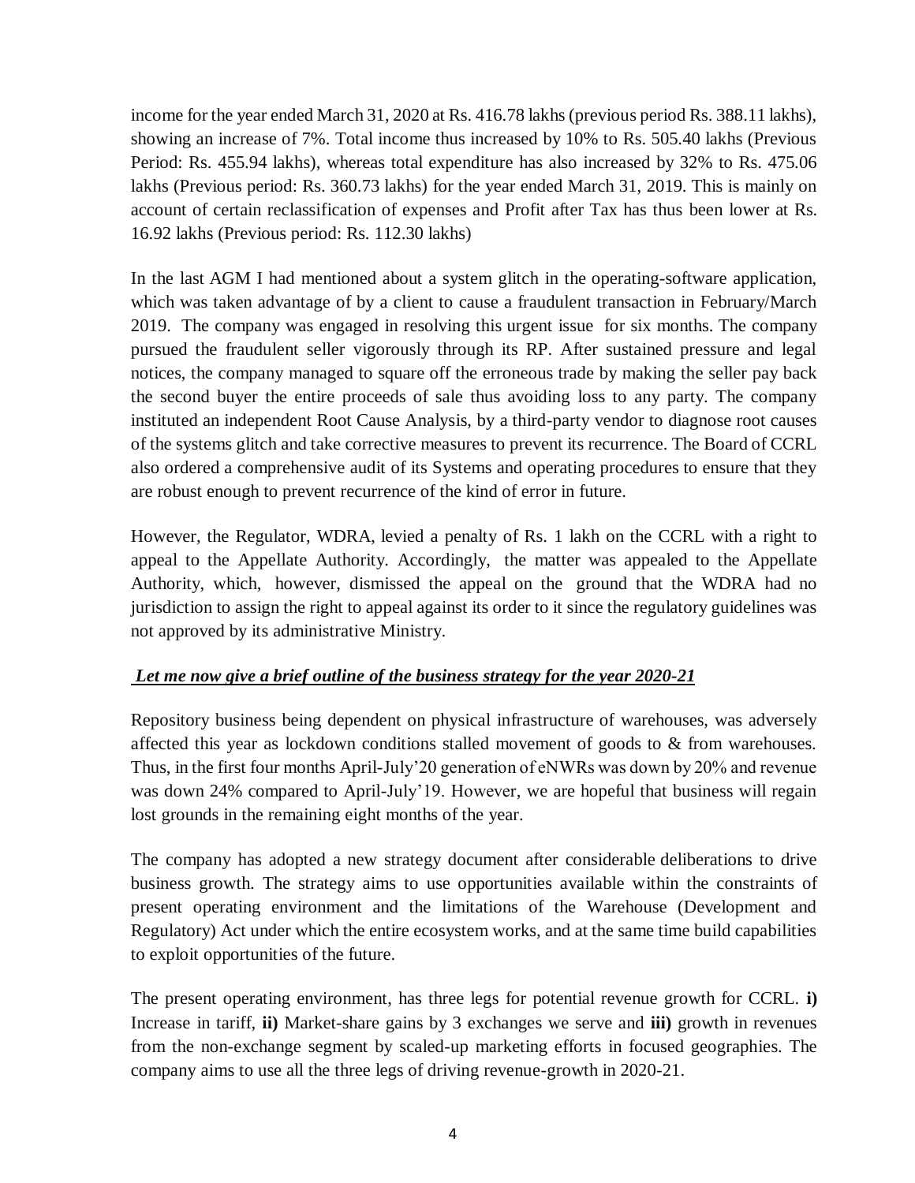income for the year ended March 31, 2020 at Rs. 416.78 lakhs (previous period Rs. 388.11 lakhs), showing an increase of 7%. Total income thus increased by 10% to Rs. 505.40 lakhs (Previous Period: Rs. 455.94 lakhs), whereas total expenditure has also increased by 32% to Rs. 475.06 lakhs (Previous period: Rs. 360.73 lakhs) for the year ended March 31, 2019. This is mainly on account of certain reclassification of expenses and Profit after Tax has thus been lower at Rs. 16.92 lakhs (Previous period: Rs. 112.30 lakhs)

In the last AGM I had mentioned about a system glitch in the operating-software application, which was taken advantage of by a client to cause a fraudulent transaction in February/March 2019. The company was engaged in resolving this urgent issue for six months. The company pursued the fraudulent seller vigorously through its RP. After sustained pressure and legal notices, the company managed to square off the erroneous trade by making the seller pay back the second buyer the entire proceeds of sale thus avoiding loss to any party. The company instituted an independent Root Cause Analysis, by a third-party vendor to diagnose root causes of the systems glitch and take corrective measures to prevent its recurrence. The Board of CCRL also ordered a comprehensive audit of its Systems and operating procedures to ensure that they are robust enough to prevent recurrence of the kind of error in future.

However, the Regulator, WDRA, levied a penalty of Rs. 1 lakh on the CCRL with a right to appeal to the Appellate Authority. Accordingly, the matter was appealed to the Appellate Authority, which, however, dismissed the appeal on the ground that the WDRA had no jurisdiction to assign the right to appeal against its order to it since the regulatory guidelines was not approved by its administrative Ministry.

***Let me now give a brief outline of the business strategy for the year 2020-21***

Repository business being dependent on physical infrastructure of warehouses, was adversely affected this year as lockdown conditions stalled movement of goods to & from warehouses. Thus, in the first four months April-July'20 generation of eNWRs was down by 20% and revenue was down 24% compared to April-July'19. However, we are hopeful that business will regain lost grounds in the remaining eight months of the year.

The company has adopted a new strategy document after considerable deliberations to drive business growth. The strategy aims to use opportunities available within the constraints of present operating environment and the limitations of the Warehouse (Development and Regulatory) Act under which the entire ecosystem works, and at the same time build capabilities to exploit opportunities of the future.

The present operating environment, has three legs for potential revenue growth for CCRL. **i)** Increase in tariff, **ii)** Market-share gains by 3 exchanges we serve and **iii)** growth in revenues from the non-exchange segment by scaled-up marketing efforts in focused geographies. The company aims to use all the three legs of driving revenue-growth in 2020-21.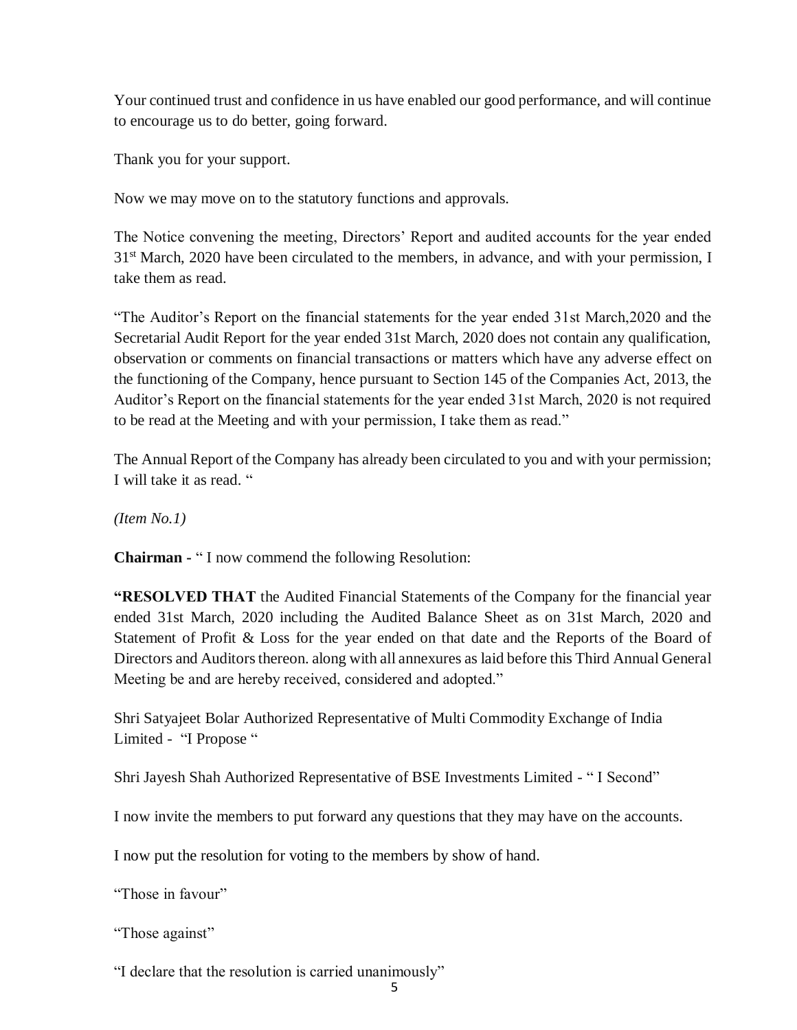Your continued trust and confidence in us have enabled our good performance, and will continue to encourage us to do better, going forward.

Thank you for your support.

Now we may move on to the statutory functions and approvals.

The Notice convening the meeting, Directors' Report and audited accounts for the year ended 31st March, 2020 have been circulated to the members, in advance, and with your permission, I take them as read.

"The Auditor's Report on the financial statements for the year ended 31st March,2020 and the Secretarial Audit Report for the year ended 31st March, 2020 does not contain any qualification, observation or comments on financial transactions or matters which have any adverse effect on the functioning of the Company, hence pursuant to Section 145 of the Companies Act, 2013, the Auditor's Report on the financial statements for the year ended 31st March, 2020 is not required to be read at the Meeting and with your permission, I take them as read."

The Annual Report of the Company has already been circulated to you and with your permission; I will take it as read. "

*(Item No.1)*

**Chairman -** " I now commend the following Resolution:

**"RESOLVED THAT** the Audited Financial Statements of the Company for the financial year ended 31st March, 2020 including the Audited Balance Sheet as on 31st March, 2020 and Statement of Profit & Loss for the year ended on that date and the Reports of the Board of Directors and Auditors thereon. along with all annexures as laid before this Third Annual General Meeting be and are hereby received, considered and adopted."

Shri Satyajeet Bolar Authorized Representative of Multi Commodity Exchange of India Limited - "I Propose "

Shri Jayesh Shah Authorized Representative of BSE Investments Limited - " I Second"

I now invite the members to put forward any questions that they may have on the accounts.

I now put the resolution for voting to the members by show of hand.

"Those in favour"

"Those against"

"I declare that the resolution is carried unanimously"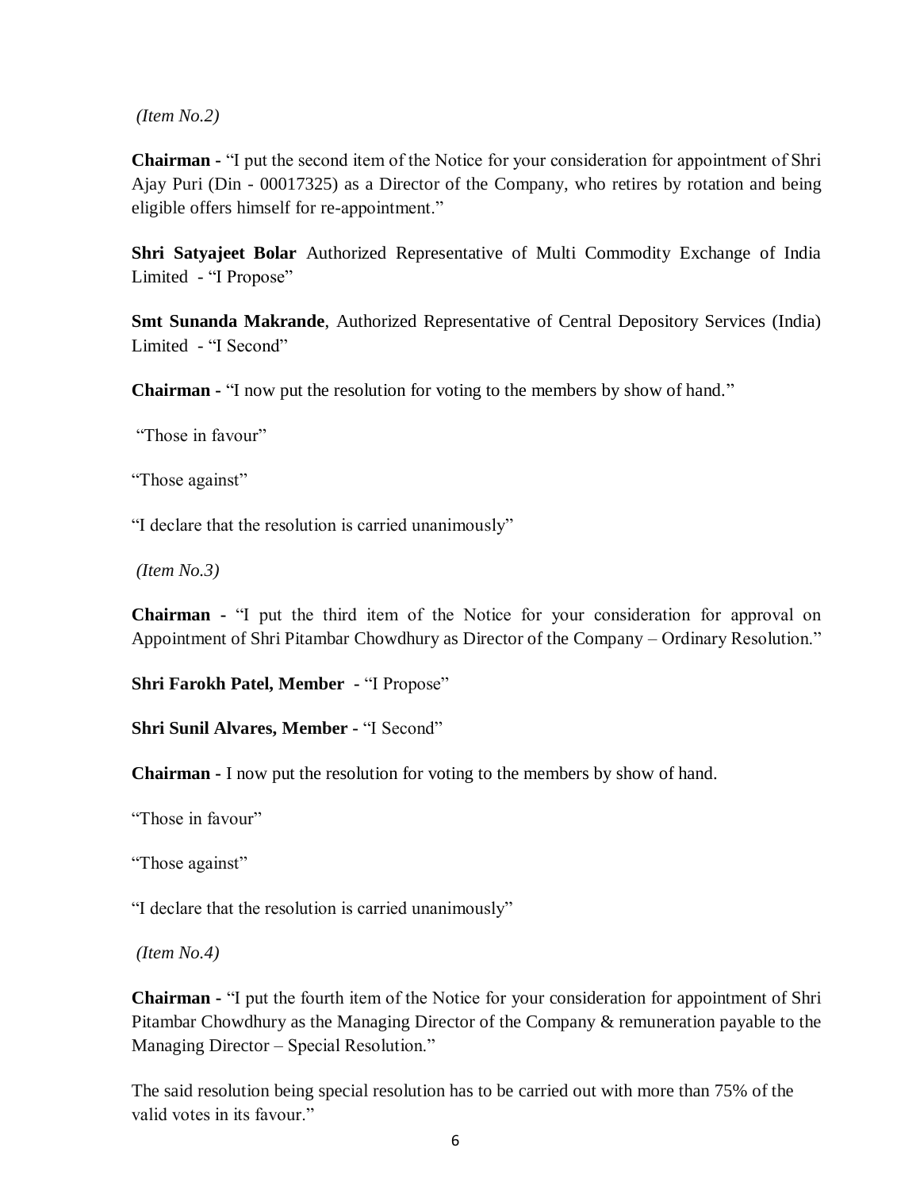*(Item No.2)*

**Chairman -** "I put the second item of the Notice for your consideration for appointment of Shri Ajay Puri (Din - 00017325) as a Director of the Company, who retires by rotation and being eligible offers himself for re-appointment."

**Shri Satyajeet Bolar** Authorized Representative of Multi Commodity Exchange of India Limited - "I Propose"

**Smt Sunanda Makrande**, Authorized Representative of Central Depository Services (India) Limited - "I Second"

**Chairman -** "I now put the resolution for voting to the members by show of hand."

"Those in favour"

"Those against"

"I declare that the resolution is carried unanimously"

*(Item No.3)*

**Chairman -** "I put the third item of the Notice for your consideration for approval on Appointment of Shri Pitambar Chowdhury as Director of the Company – Ordinary Resolution."

**Shri Farokh Patel, Member -** "I Propose"

**Shri Sunil Alvares, Member -** "I Second"

**Chairman -** I now put the resolution for voting to the members by show of hand.

"Those in favour"

"Those against"

"I declare that the resolution is carried unanimously"

*(Item No.4)*

**Chairman -** "I put the fourth item of the Notice for your consideration for appointment of Shri Pitambar Chowdhury as the Managing Director of the Company & remuneration payable to the Managing Director – Special Resolution."

The said resolution being special resolution has to be carried out with more than 75% of the valid votes in its favour."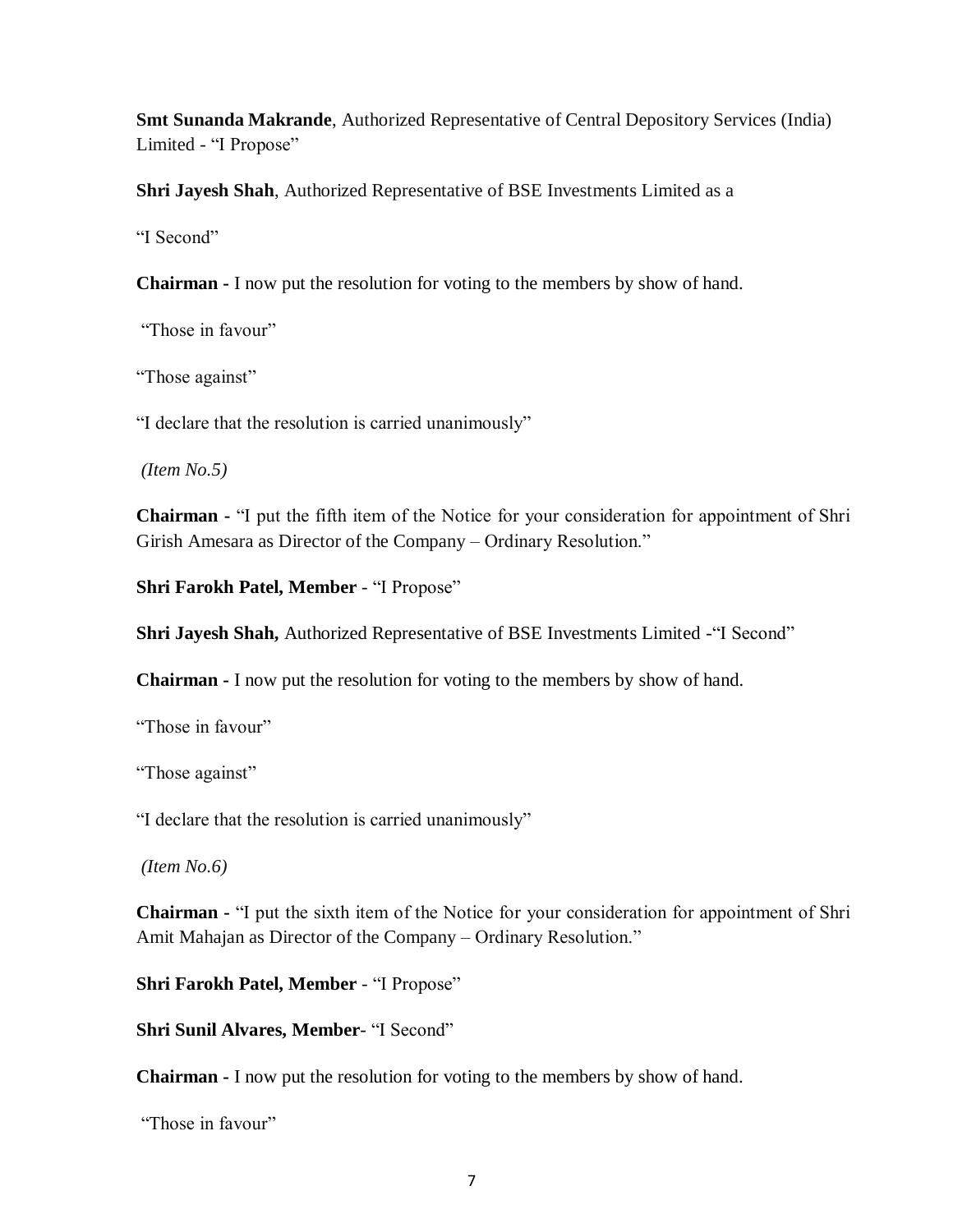**Smt Sunanda Makrande**, Authorized Representative of Central Depository Services (India) Limited - "I Propose"

**Shri Jayesh Shah**, Authorized Representative of BSE Investments Limited as a

"I Second"

**Chairman -** I now put the resolution for voting to the members by show of hand.

"Those in favour"

"Those against"

"I declare that the resolution is carried unanimously"

*(Item No.5)*

**Chairman -** "I put the fifth item of the Notice for your consideration for appointment of Shri Girish Amesara as Director of the Company – Ordinary Resolution."

**Shri Farokh Patel, Member** - "I Propose"

**Shri Jayesh Shah,** Authorized Representative of BSE Investments Limited -"I Second"

**Chairman -** I now put the resolution for voting to the members by show of hand.

"Those in favour"

"Those against"

"I declare that the resolution is carried unanimously"

*(Item No.6)*

**Chairman -** "I put the sixth item of the Notice for your consideration for appointment of Shri Amit Mahajan as Director of the Company – Ordinary Resolution."

**Shri Farokh Patel, Member** - "I Propose"

**Shri Sunil Alvares, Member**- "I Second"

**Chairman -** I now put the resolution for voting to the members by show of hand.

"Those in favour"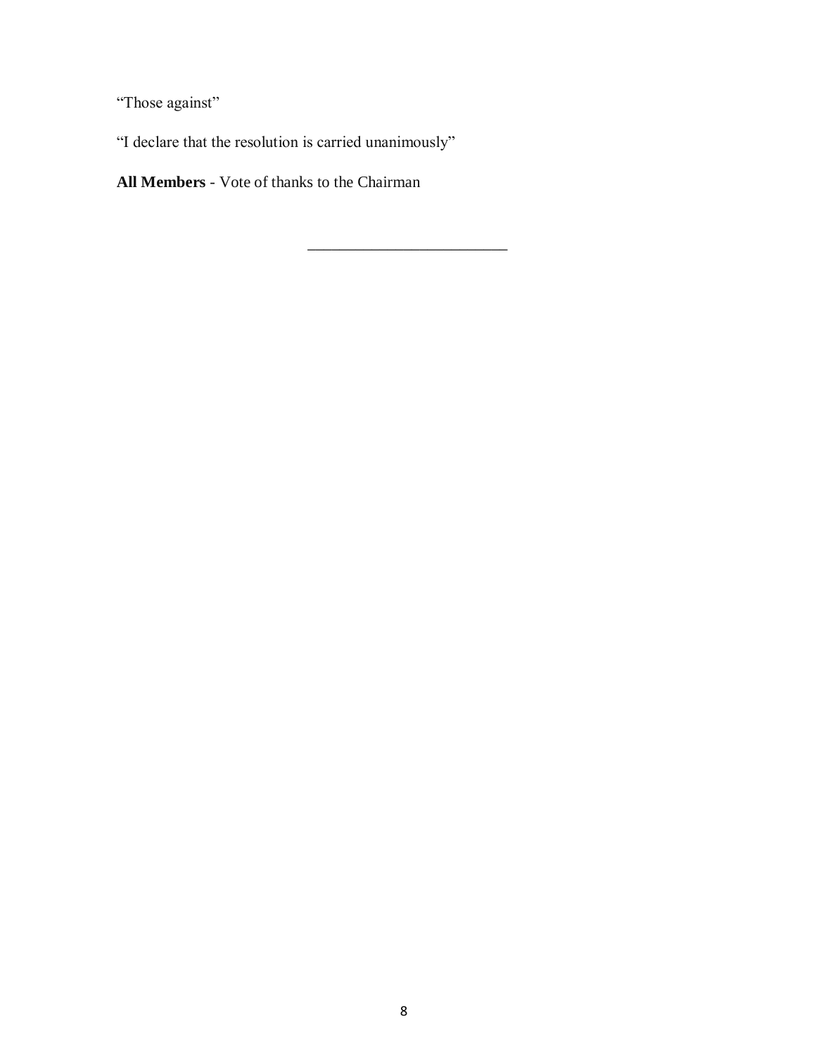"Those against"

"I declare that the resolution is carried unanimously"

**All Members** - Vote of thanks to the Chairman

---